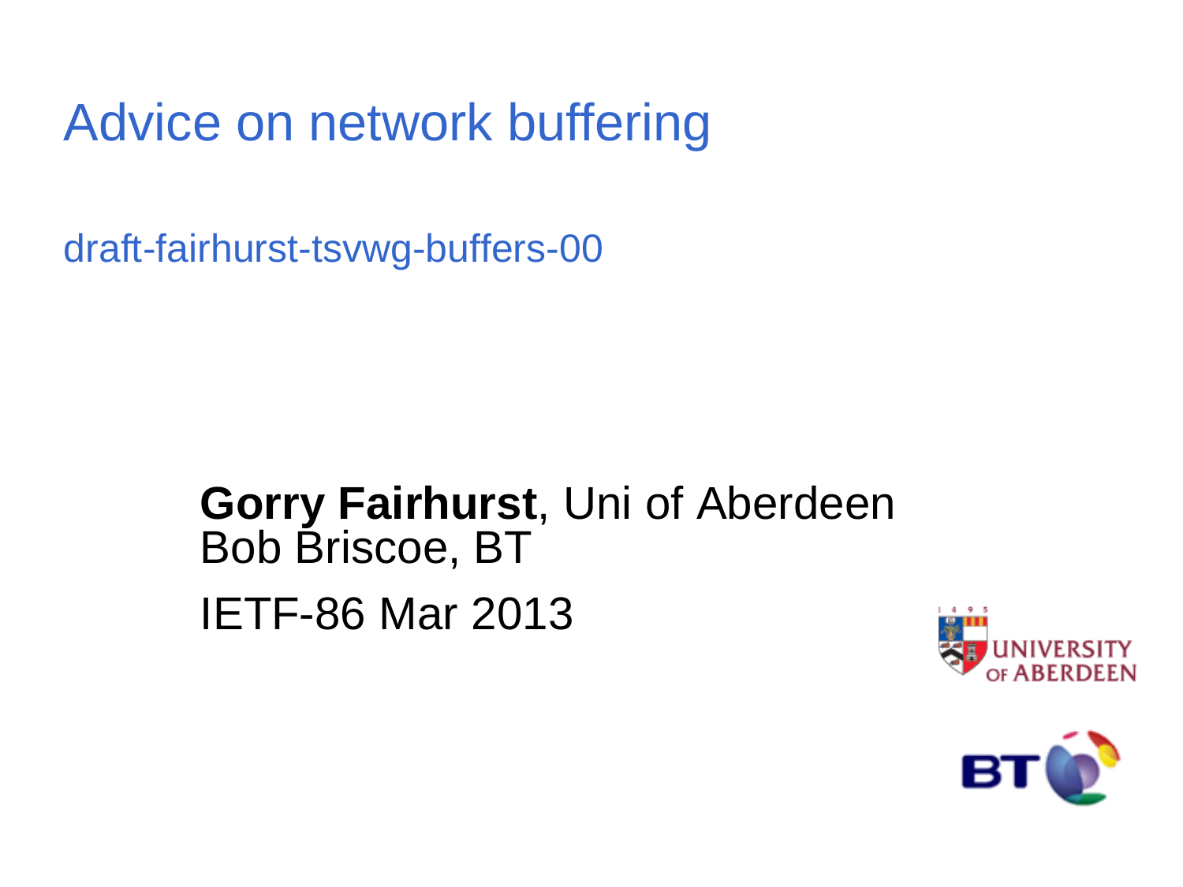# Advice on network buffering

draft-fairhurst-tsvwg-buffers-00

**Gorry Fairhurst**, Uni of Aberdeen
Bob Briscoe, BT

IETF-86 Mar 2013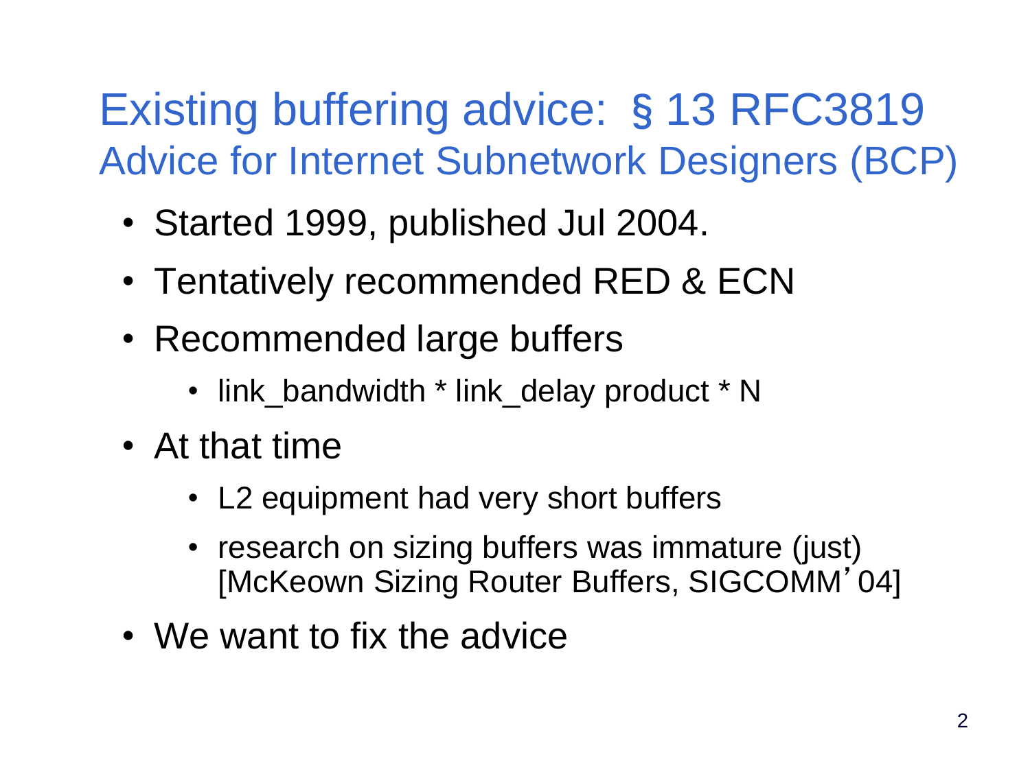# Existing buffering advice: § 13 RFC3819
## Advice for Internet Subnetwork Designers (BCP)

- Started 1999, published Jul 2004.
- Tentatively recommended RED & ECN
- Recommended large buffers
  - link_bandwidth * link_delay product * N
- At that time
  - L2 equipment had very short buffers
  - research on sizing buffers was immature (just) [McKeown Sizing Router Buffers, SIGCOMM'04]
- We want to fix the advice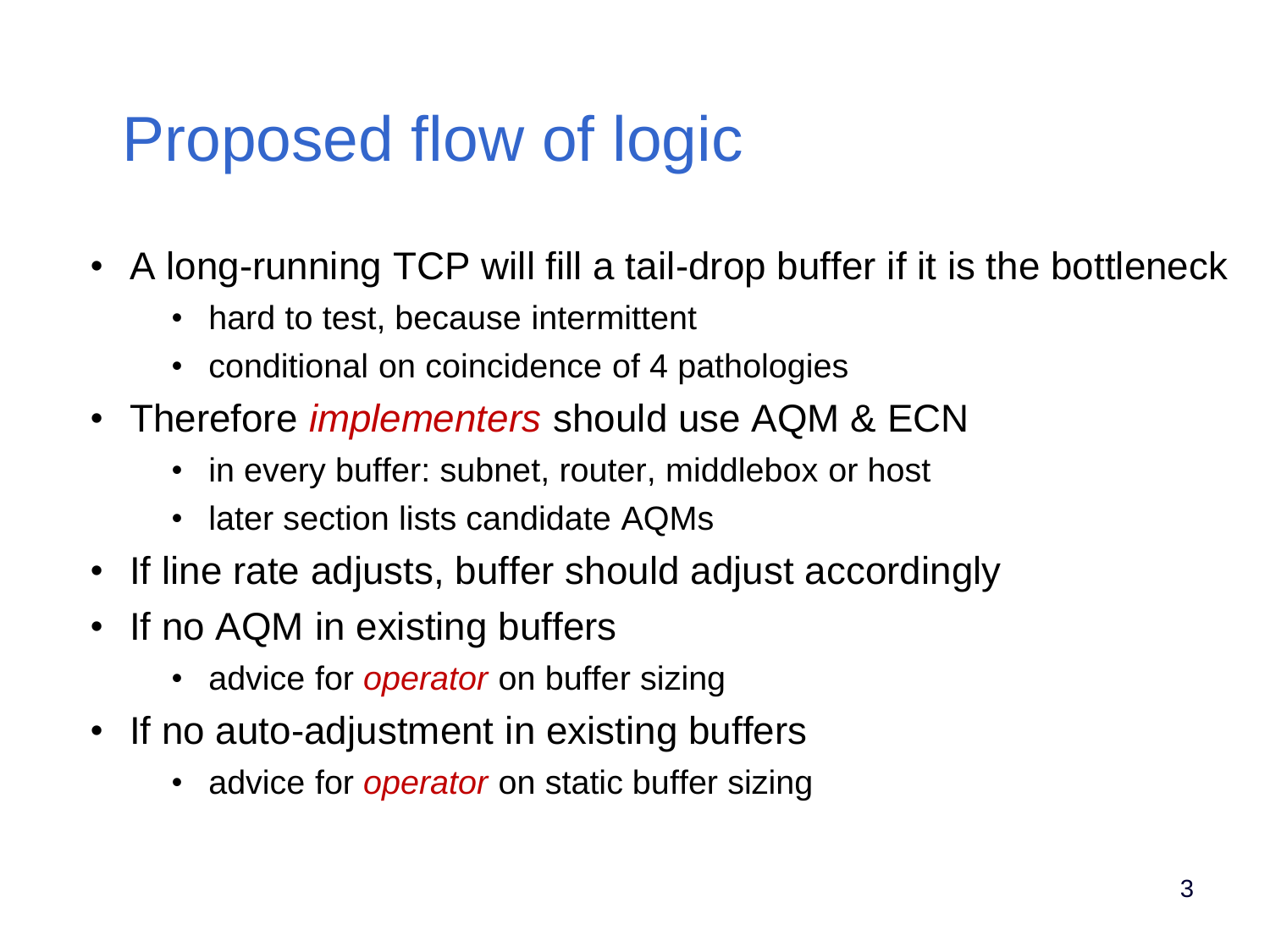# Proposed flow of logic

- A long-running TCP will fill a tail-drop buffer if it is the bottleneck
  - hard to test, because intermittent
  - conditional on coincidence of 4 pathologies
- Therefore *implementers* should use AQM & ECN
  - in every buffer: subnet, router, middlebox or host
  - later section lists candidate AQMs
- If line rate adjusts, buffer should adjust accordingly
- If no AQM in existing buffers
  - advice for *operator* on buffer sizing
- If no auto-adjustment in existing buffers
  - advice for *operator* on static buffer sizing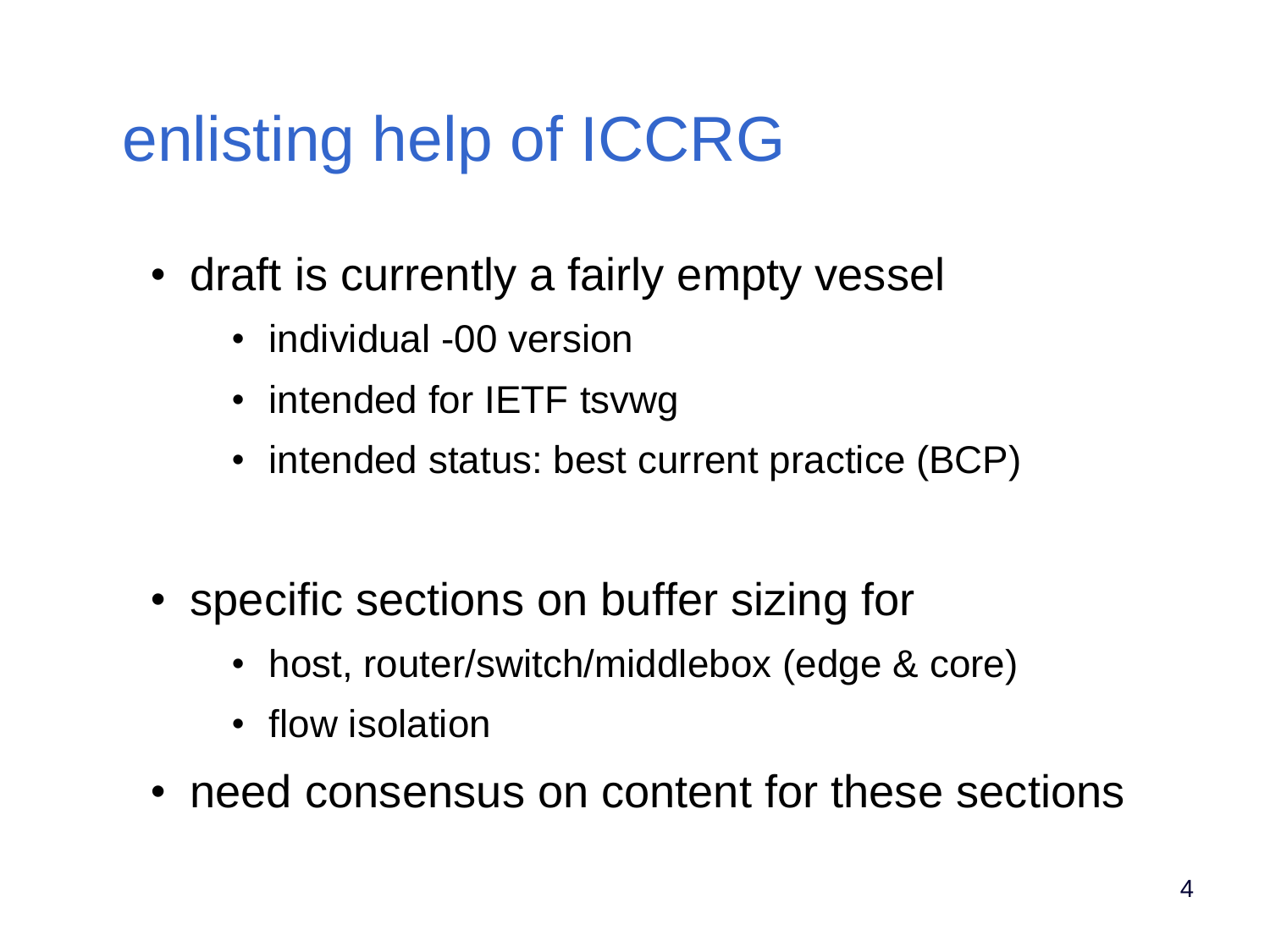# enlisting help of ICCRG

- draft is currently a fairly empty vessel
  - individual -00 version
  - intended for IETF tsvwg
  - intended status: best current practice (BCP)

- specific sections on buffer sizing for
  - host, router/switch/middlebox (edge & core)
  - flow isolation
- need consensus on content for these sections